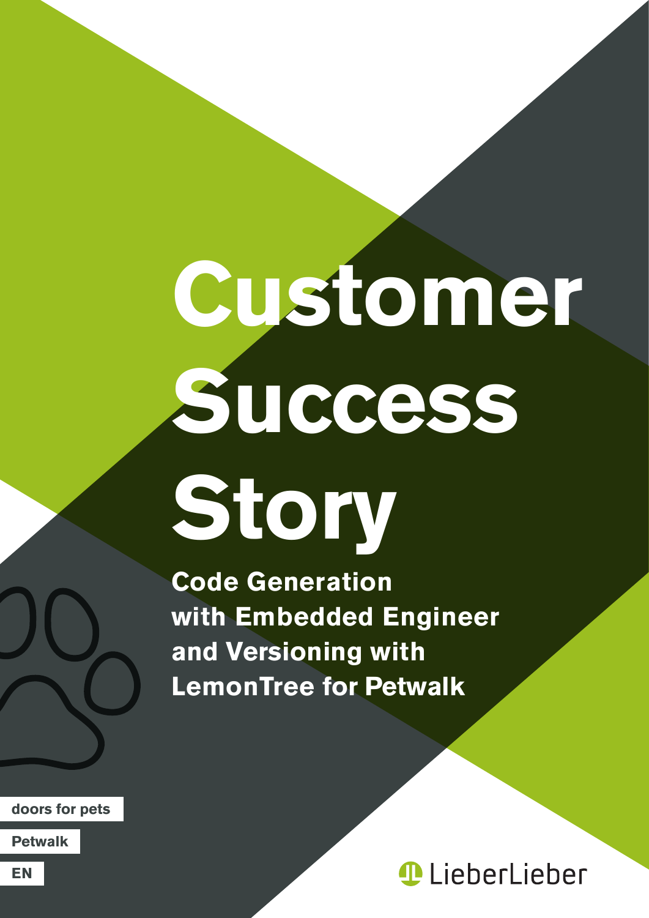# Customer Success Story

**Code Generation with Embedded Engineer and Versioning with LemonTree for Petwalk**

doors for pets

Petwalk

EN

LieberLieber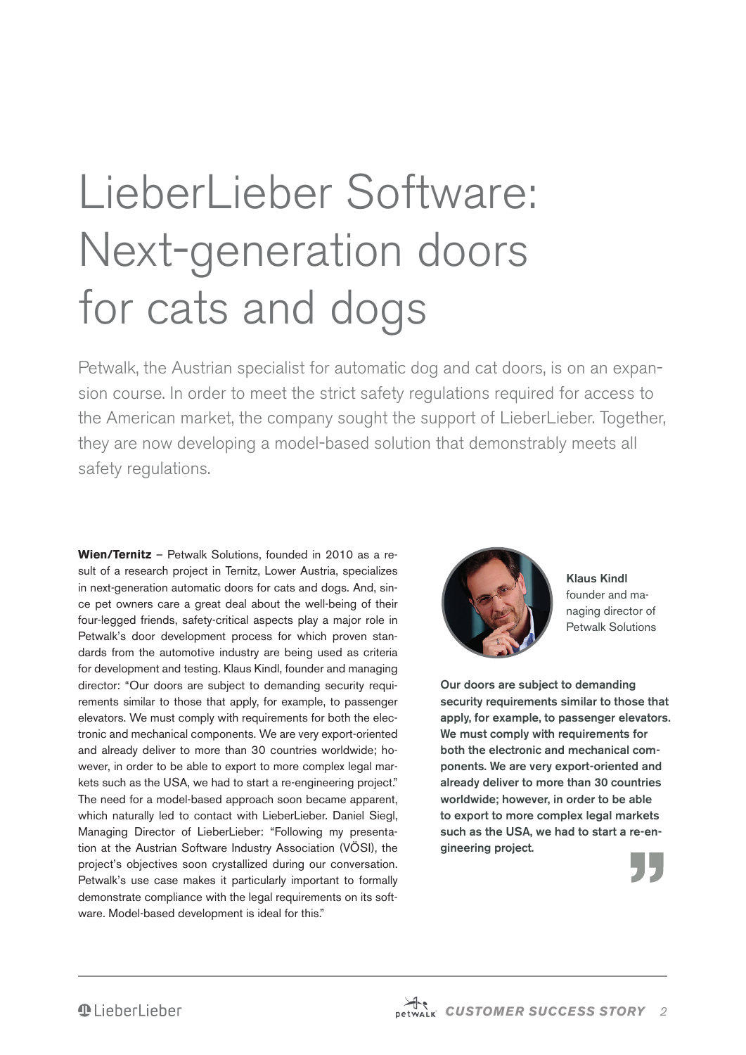# LieberLieber Software: Next-generation doors for cats and dogs

Petwalk, the Austrian specialist for automatic dog and cat doors, is on an expansion course. In order to meet the strict safety regulations required for access to the American market, the company sought the support of LieberLieber. Together, they are now developing a model-based solution that demonstrably meets all safety regulations.

**Wien/Ternitz** – Petwalk Solutions, founded in 2010 as a result of a research project in Ternitz, Lower Austria, specializes in next-generation automatic doors for cats and dogs. And, since pet owners care a great deal about the well-being of their four-legged friends, safety-critical aspects play a major role in Petwalk's door development process for which proven standards from the automotive industry are being used as criteria for development and testing. Klaus Kindl, founder and managing director: "Our doors are subject to demanding security requirements similar to those that apply, for example, to passenger elevators. We must comply with requirements for both the electronic and mechanical components. We are very export-oriented and already deliver to more than 30 countries worldwide; however, in order to be able to export to more complex legal markets such as the USA, we had to start a re-engineering project." The need for a model-based approach soon became apparent, which naturally led to contact with LieberLieber. Daniel Siegl, Managing Director of LieberLieber: "Following my presentation at the Austrian Software Industry Association (VÖSI), the project's objectives soon crystallized during our conversation. Petwalk's use case makes it particularly important to formally demonstrate compliance with the legal requirements on its software. Model-based development is ideal for this."

**Klaus Kindl**
founder and managing director of Petwalk Solutions

**Our doors are subject to demanding security requirements similar to those that apply, for example, to passenger elevators. We must comply with requirements for both the electronic and mechanical components. We are very export-oriented and already deliver to more than 30 countries worldwide; however, in order to be able to export to more complex legal markets such as the USA, we had to start a re-engineering project.**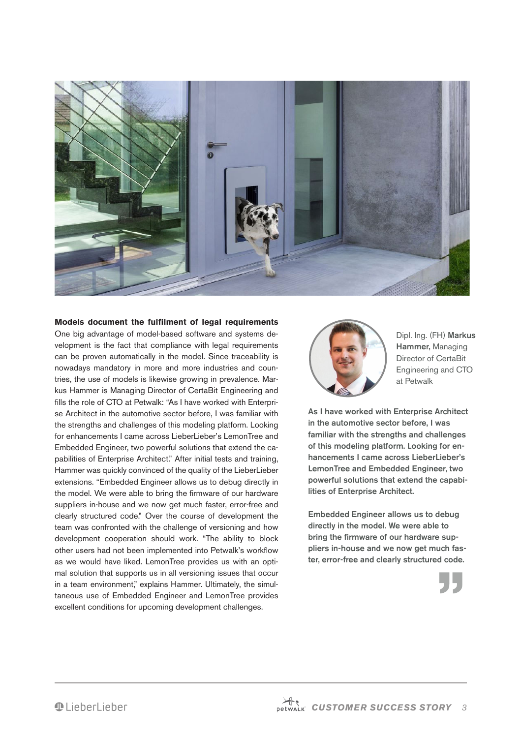**Models document the fulfilment of legal requirements**

One big advantage of model-based software and systems development is the fact that compliance with legal requirements can be proven automatically in the model. Since traceability is nowadays mandatory in more and more industries and countries, the use of models is likewise growing in prevalence. Markus Hammer is Managing Director of CertaBit Engineering and fills the role of CTO at Petwalk: "As I have worked with Enterprise Architect in the automotive sector before, I was familiar with the strengths and challenges of this modeling platform. Looking for enhancements I came across LieberLieber's LemonTree and Embedded Engineer, two powerful solutions that extend the capabilities of Enterprise Architect." After initial tests and training, Hammer was quickly convinced of the quality of the LieberLieber extensions. "Embedded Engineer allows us to debug directly in the model. We were able to bring the firmware of our hardware suppliers in-house and we now get much faster, error-free and clearly structured code." Over the course of development the team was confronted with the challenge of versioning and how development cooperation should work. "The ability to block other users had not been implemented into Petwalk's workflow as we would have liked. LemonTree provides us with an optimal solution that supports us in all versioning issues that occur in a team environment," explains Hammer. Ultimately, the simultaneous use of Embedded Engineer and LemonTree provides excellent conditions for upcoming development challenges.

Dipl. Ing. (FH) **Markus Hammer,** Managing Director of CertaBit Engineering and CTO at Petwalk

**As I have worked with Enterprise Architect in the automotive sector before, I was familiar with the strengths and challenges of this modeling platform. Looking for enhancements I came across LieberLieber's LemonTree and Embedded Engineer, two powerful solutions that extend the capabilities of Enterprise Architect.**

**Embedded Engineer allows us to debug directly in the model. We were able to bring the firmware of our hardware suppliers in-house and we now get much faster, error-free and clearly structured code.**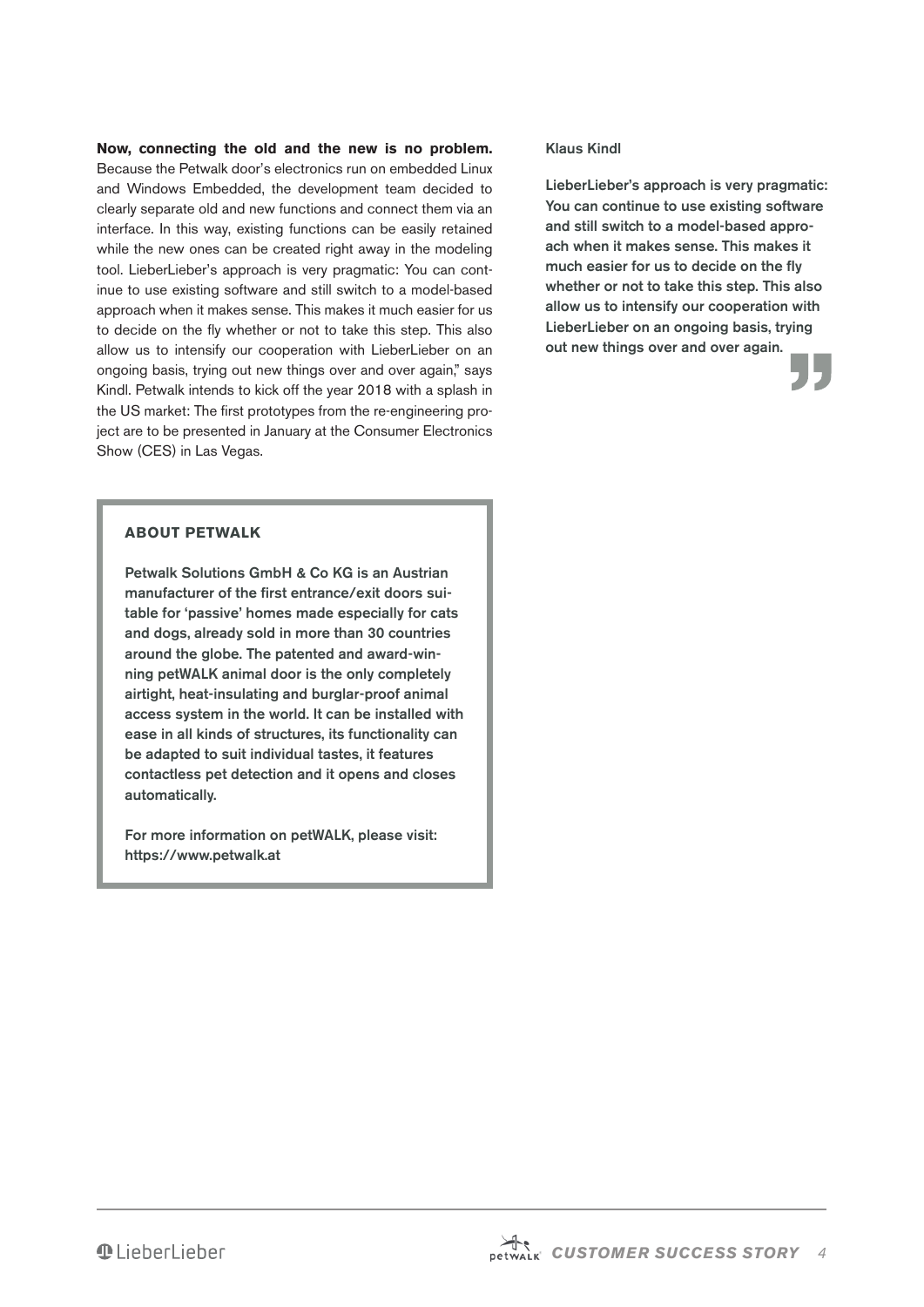**Now, connecting the old and the new is no problem.** Because the Petwalk door's electronics run on embedded Linux and Windows Embedded, the development team decided to clearly separate old and new functions and connect them via an interface. In this way, existing functions can be easily retained while the new ones can be created right away in the modeling tool. LieberLieber's approach is very pragmatic: You can continue to use existing software and still switch to a model-based approach when it makes sense. This makes it much easier for us to decide on the fly whether or not to take this step. This also allow us to intensify our cooperation with LieberLieber on an ongoing basis, trying out new things over and over again," says Kindl. Petwalk intends to kick off the year 2018 with a splash in the US market: The first prototypes from the re-engineering project are to be presented in January at the Consumer Electronics Show (CES) in Las Vegas.

Klaus Kindl

**LieberLieber's approach is very pragmatic: You can continue to use existing software and still switch to a model-based approach when it makes sense. This makes it much easier for us to decide on the fly whether or not to take this step. This also allow us to intensify our cooperation with LieberLieber on an ongoing basis, trying out new things over and over again.**

## ABOUT PETWALK

**Petwalk Solutions GmbH & Co KG is an Austrian manufacturer of the first entrance/exit doors suitable for 'passive' homes made especially for cats and dogs, already sold in more than 30 countries around the globe. The patented and award-winning petWALK animal door is the only completely airtight, heat-insulating and burglar-proof animal access system in the world. It can be installed with ease in all kinds of structures, its functionality can be adapted to suit individual tastes, it features contactless pet detection and it opens and closes automatically.**

**For more information on petWALK, please visit: https://www.petwalk.at**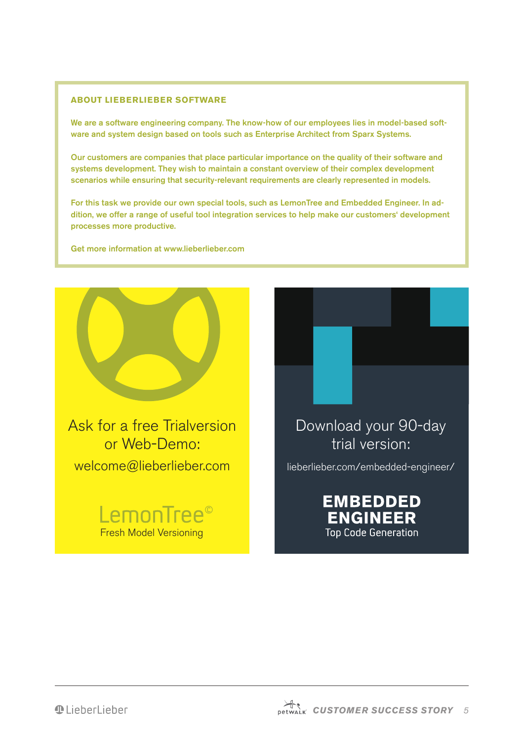## ABOUT LIEBERLIEBER SOFTWARE

We are a software engineering company. The know-how of our employees lies in model-based software and system design based on tools such as Enterprise Architect from Sparx Systems.

Our customers are companies that place particular importance on the quality of their software and systems development. They wish to maintain a constant overview of their complex development scenarios while ensuring that security-relevant requirements are clearly represented in models.

For this task we provide our own special tools, such as LemonTree and Embedded Engineer. In addition, we offer a range of useful tool integration services to help make our customers' development processes more productive.

Get more information at www.lieberlieber.com

Ask for a free Trialversion or Web-Demo:

welcome@lieberlieber.com

LemonTree©

Fresh Model Versioning

Download your 90-day trial version:

lieberlieber.com/embedded-engineer/

**EMBEDDED ENGINEER**

Top Code Generation